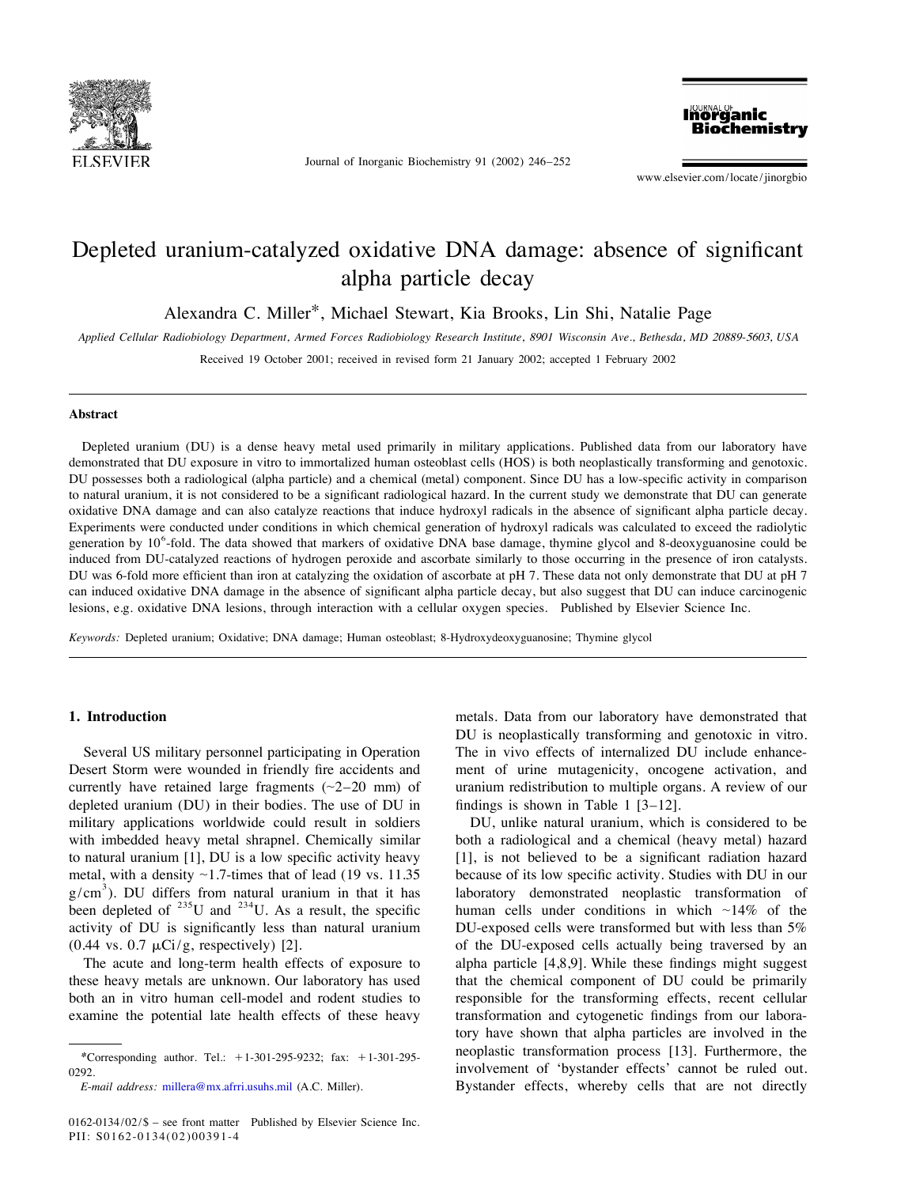# Depleted uranium-catalyzed oxidative DNA damage: absence of significant alpha particle decay

Alexandra C. Miller*, Michael Stewart, Kia Brooks, Lin Shi, Natalie Page

*Applied Cellular Radiobiology Department, Armed Forces Radiobiology Research Institute, 8901 Wisconsin Ave., Bethesda, MD 20889-5603, USA*

Received 19 October 2001; received in revised form 21 January 2002; accepted 1 February 2002

## Abstract

Depleted uranium (DU) is a dense heavy metal used primarily in military applications. Published data from our laboratory have demonstrated that DU exposure in vitro to immortalized human osteoblast cells (HOS) is both neoplastically transforming and genotoxic. DU possesses both a radiological (alpha particle) and a chemical (metal) component. Since DU has a low-specific activity in comparison to natural uranium, it is not considered to be a significant radiological hazard. In the current study we demonstrate that DU can generate oxidative DNA damage and can also catalyze reactions that induce hydroxyl radicals in the absence of significant alpha particle decay. Experiments were conducted under conditions in which chemical generation of hydroxyl radicals was calculated to exceed the radiolytic generation by $10^6$-fold. The data showed that markers of oxidative DNA base damage, thymine glycol and 8-deoxyguanosine could be induced from DU-catalyzed reactions of hydrogen peroxide and ascorbate similarly to those occurring in the presence of iron catalysts. DU was 6-fold more efficient than iron at catalyzing the oxidation of ascorbate at pH 7. These data not only demonstrate that DU at pH 7 can induced oxidative DNA damage in the absence of significant alpha particle decay, but also suggest that DU can induce carcinogenic lesions, e.g. oxidative DNA lesions, through interaction with a cellular oxygen species. Published by Elsevier Science Inc.

*Keywords:* Depleted uranium; Oxidative; DNA damage; Human osteoblast; 8-Hydroxydeoxyguanosine; Thymine glycol

## 1. Introduction

Several US military personnel participating in Operation Desert Storm were wounded in friendly fire accidents and currently have retained large fragments (~2–20 mm) of depleted uranium (DU) in their bodies. The use of DU in military applications worldwide could result in soldiers with imbedded heavy metal shrapnel. Chemically similar to natural uranium [1], DU is a low specific activity heavy metal, with a density ~1.7-times that of lead (19 vs. 11.35 $g/cm^3$). DU differs from natural uranium in that it has been depleted of $^{235}U$ and $^{234}U$. As a result, the specific activity of DU is significantly less than natural uranium (0.44 vs. 0.7 $\mu Ci/g$, respectively) [2].

The acute and long-term health effects of exposure to these heavy metals are unknown. Our laboratory has used both an in vitro human cell-model and rodent studies to examine the potential late health effects of these heavy metals. Data from our laboratory have demonstrated that DU is neoplastically transforming and genotoxic in vitro. The in vivo effects of internalized DU include enhancement of urine mutagenicity, oncogene activation, and uranium redistribution to multiple organs. A review of our findings is shown in Table 1 [3–12].

DU, unlike natural uranium, which is considered to be both a radiological and a chemical (heavy metal) hazard [1], is not believed to be a significant radiation hazard because of its low specific activity. Studies with DU in our laboratory demonstrated neoplastic transformation of human cells under conditions in which ~14% of the DU-exposed cells were transformed but with less than 5% of the DU-exposed cells actually being traversed by an alpha particle [4,8,9]. While these findings might suggest that the chemical component of DU could be primarily responsible for the transforming effects, recent cellular transformation and cytogenetic findings from our laboratory have shown that alpha particles are involved in the neoplastic transformation process [13]. Furthermore, the involvement of 'bystander effects' cannot be ruled out. Bystander effects, whereby cells that are not directly

*Corresponding author. Tel.: +1-301-295-9232; fax: +1-301-295-0292.

*E-mail address:* millera@mx.afrri.usuhs.mil (A.C. Miller).

0162-0134/02/$ – see front matter Published by Elsevier Science Inc.
PII: S0162-0134(02)00391-4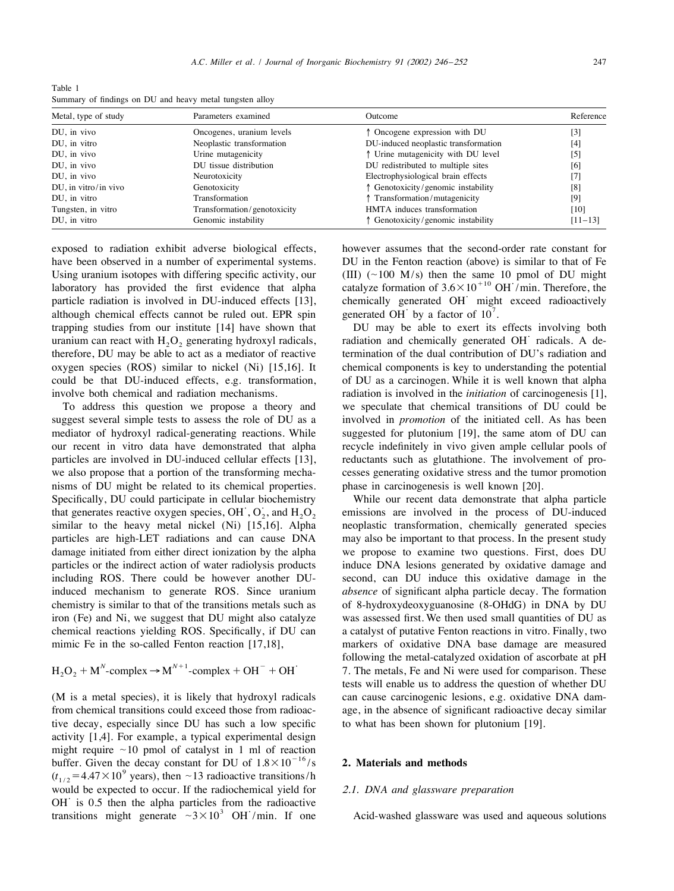Table 1
Summary of findings on DU and heavy metal tungsten alloy

| Metal, type of study | Parameters examined | Outcome | Reference |
|---|---|---|---|
| DU, in vivo | Oncogenes, uranium levels | ↑ Oncogene expression with DU | [3] |
| DU, in vitro | Neoplastic transformation | DU-induced neoplastic transformation | [4] |
| DU, in vivo | Urine mutagenicity | ↑ Urine mutagenicity with DU level | [5] |
| DU, in vivo | DU tissue distribution | DU redistributed to multiple sites | [6] |
| DU, in vivo | Neurotoxicity | Electrophysiological brain effects | [7] |
| DU, in vitro/in vivo | Genotoxicity | ↑ Genotoxicity/genomic instability | [8] |
| DU, in vitro | Transformation | ↑ Transformation/mutagenicity | [9] |
| Tungsten, in vitro | Transformation/genotoxicity | HMTA induces transformation | [10] |
| DU, in vitro | Genomic instability | ↑ Genotoxicity/genomic instability | [11–13] |

exposed to radiation exhibit adverse biological effects, have been observed in a number of experimental systems. Using uranium isotopes with differing specific activity, our laboratory has provided the first evidence that alpha particle radiation is involved in DU-induced effects [13], although chemical effects cannot be ruled out. EPR spin trapping studies from our institute [14] have shown that uranium can react with $H_2O_2$ generating hydroxyl radicals, therefore, DU may be able to act as a mediator of reactive oxygen species (ROS) similar to nickel (Ni) [15,16]. It could be that DU-induced effects, e.g. transformation, involve both chemical and radiation mechanisms.

To address this question we propose a theory and suggest several simple tests to assess the role of DU as a mediator of hydroxyl radical-generating reactions. While our recent in vitro data have demonstrated that alpha particles are involved in DU-induced cellular effects [13], we also propose that a portion of the transforming mechanisms of DU might be related to its chemical properties. Specifically, DU could participate in cellular biochemistry that generates reactive oxygen species, $OH^{\cdot}$, $O_2^{\cdot}$, and $H_2O_2$ similar to the heavy metal nickel (Ni) [15,16]. Alpha particles are high-LET radiations and can cause DNA damage initiated from either direct ionization by the alpha particles or the indirect action of water radiolysis products including ROS. There could be however another DU-induced mechanism to generate ROS. Since uranium chemistry is similar to that of the transitions metals such as iron (Fe) and Ni, we suggest that DU might also catalyze chemical reactions yielding ROS. Specifically, if DU can mimic Fe in the so-called Fenton reaction [17,18],

$$H_2O_2 + M^N\text{-complex} \rightarrow M^{N+1}\text{-complex} + OH^- + OH^{\cdot}$$

(M is a metal species), it is likely that hydroxyl radicals from chemical transitions could exceed those from radioactive decay, especially since DU has such a low specific activity [1,4]. For example, a typical experimental design might require ~10 pmol of catalyst in 1 ml of reaction buffer. Given the decay constant for DU of $1.8\times10^{-16}$/s ($t_{1/2}=4.47\times10^{9}$ years), then ~13 radioactive transitions/h would be expected to occur. If the radiochemical yield for $OH^{\cdot}$ is 0.5 then the alpha particles from the radioactive transitions might generate ~$3\times10^{3}$ $OH^{\cdot}$/min. If one however assumes that the second-order rate constant for DU in the Fenton reaction (above) is similar to that of Fe (III) (~100 M/s) then the same 10 pmol of DU might catalyze formation of $3.6\times10^{+10}$ $OH^{\cdot}$/min. Therefore, the chemically generated $OH^{\cdot}$ might exceed radioactively generated $OH^{\cdot}$ by a factor of $10^{7}$.

DU may be able to exert its effects involving both radiation and chemically generated $OH^{\cdot}$ radicals. A determination of the dual contribution of DU's radiation and chemical components is key to understanding the potential of DU as a carcinogen. While it is well known that alpha radiation is involved in the *initiation* of carcinogenesis [1], we speculate that chemical transitions of DU could be involved in *promotion* of the initiated cell. As has been suggested for plutonium [19], the same atom of DU can recycle indefinitely in vivo given ample cellular pools of reductants such as glutathione. The involvement of processes generating oxidative stress and the tumor promotion phase in carcinogenesis is well known [20].

While our recent data demonstrate that alpha particle emissions are involved in the process of DU-induced neoplastic transformation, chemically generated species may also be important to that process. In the present study we propose to examine two questions. First, does DU induce DNA lesions generated by oxidative damage and second, can DU induce this oxidative damage in the *absence* of significant alpha particle decay. The formation of 8-hydroxydeoxyguanosine (8-OHdG) in DNA by DU was assessed first. We then used small quantities of DU as a catalyst of putative Fenton reactions in vitro. Finally, two markers of oxidative DNA base damage are measured following the metal-catalyzed oxidation of ascorbate at pH 7. The metals, Fe and Ni were used for comparison. These tests will enable us to address the question of whether DU can cause carcinogenic lesions, e.g. oxidative DNA damage, in the absence of significant radioactive decay similar to what has been shown for plutonium [19].

## 2. Materials and methods

### 2.1. DNA and glassware preparation

Acid-washed glassware was used and aqueous solutions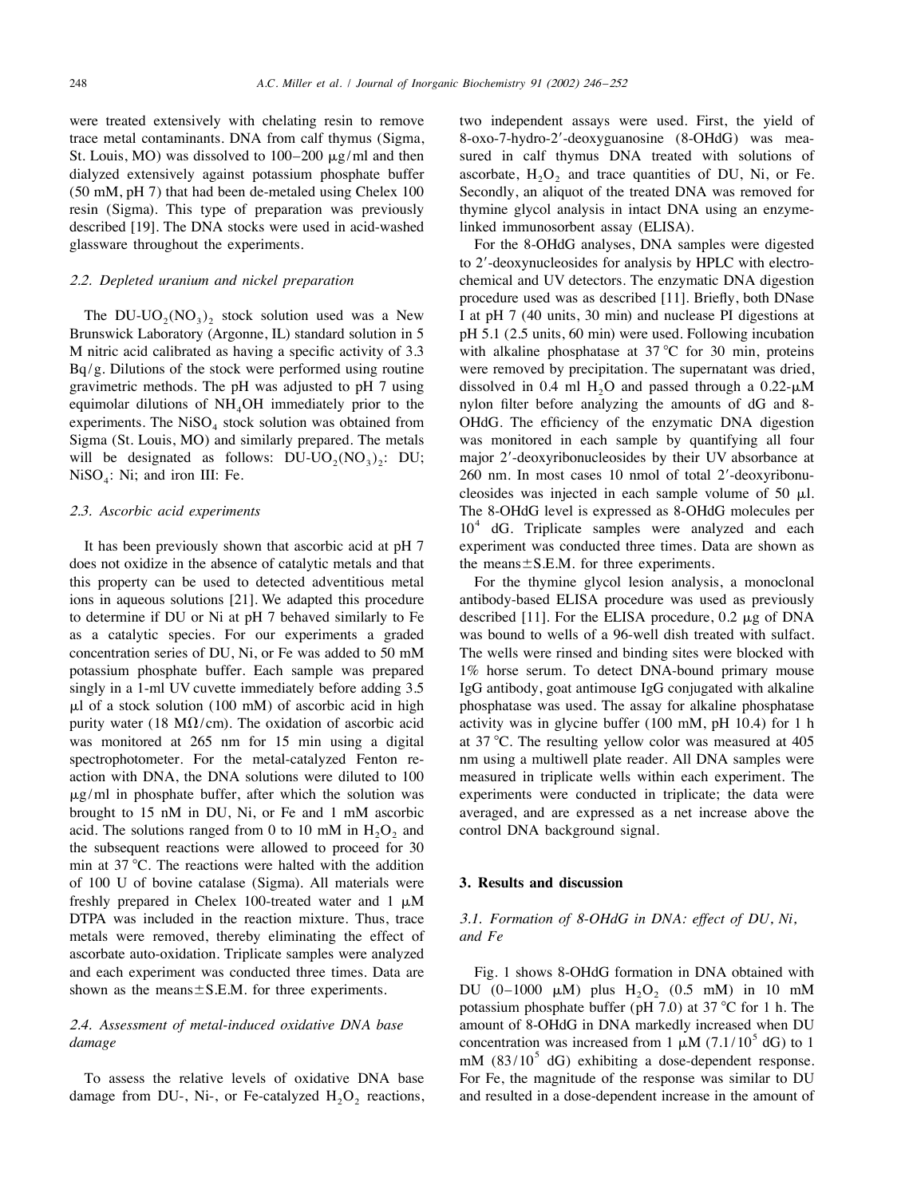were treated extensively with chelating resin to remove trace metal contaminants. DNA from calf thymus (Sigma, St. Louis, MO) was dissolved to 100–200 μg/ml and then dialyzed extensively against potassium phosphate buffer (50 mM, pH 7) that had been de-metaled using Chelex 100 resin (Sigma). This type of preparation was previously described [19]. The DNA stocks were used in acid-washed glassware throughout the experiments.

### 2.2. Depleted uranium and nickel preparation

The DU-$UO_2(NO_3)_2$ stock solution used was a New Brunswick Laboratory (Argonne, IL) standard solution in 5 M nitric acid calibrated as having a specific activity of 3.3 Bq/g. Dilutions of the stock were performed using routine gravimetric methods. The pH was adjusted to pH 7 using equimolar dilutions of $NH_4OH$ immediately prior to the experiments. The $NiSO_4$ stock solution was obtained from Sigma (St. Louis, MO) and similarly prepared. The metals will be designated as follows: DU-$UO_2(NO_3)_2$: DU; $NiSO_4$: Ni; and iron III: Fe.

### 2.3. Ascorbic acid experiments

It has been previously shown that ascorbic acid at pH 7 does not oxidize in the absence of catalytic metals and that this property can be used to detected adventitious metal ions in aqueous solutions [21]. We adapted this procedure to determine if DU or Ni at pH 7 behaved similarly to Fe as a catalytic species. For our experiments a graded concentration series of DU, Ni, or Fe was added to 50 mM potassium phosphate buffer. Each sample was prepared singly in a 1-ml UV cuvette immediately before adding 3.5 μl of a stock solution (100 mM) of ascorbic acid in high purity water (18 MΩ/cm). The oxidation of ascorbic acid was monitored at 265 nm for 15 min using a digital spectrophotometer. For the metal-catalyzed Fenton reaction with DNA, the DNA solutions were diluted to 100 μg/ml in phosphate buffer, after which the solution was brought to 15 nM in DU, Ni, or Fe and 1 mM ascorbic acid. The solutions ranged from 0 to 10 mM in $H_2O_2$ and the subsequent reactions were allowed to proceed for 30 min at 37 °C. The reactions were halted with the addition of 100 U of bovine catalase (Sigma). All materials were freshly prepared in Chelex 100-treated water and 1 μM DTPA was included in the reaction mixture. Thus, trace metals were removed, thereby eliminating the effect of ascorbate auto-oxidation. Triplicate samples were analyzed and each experiment was conducted three times. Data are shown as the means±S.E.M. for three experiments.

### 2.4. Assessment of metal-induced oxidative DNA base damage

To assess the relative levels of oxidative DNA base damage from DU-, Ni-, or Fe-catalyzed $H_2O_2$ reactions, two independent assays were used. First, the yield of 8-oxo-7-hydro-2′-deoxyguanosine (8-OHdG) was measured in calf thymus DNA treated with solutions of ascorbate, $H_2O_2$ and trace quantities of DU, Ni, or Fe. Secondly, an aliquot of the treated DNA was removed for thymine glycol analysis in intact DNA using an enzyme-linked immunosorbent assay (ELISA).

For the 8-OHdG analyses, DNA samples were digested to 2′-deoxynucleosides for analysis by HPLC with electrochemical and UV detectors. The enzymatic DNA digestion procedure used was as described [11]. Briefly, both DNase I at pH 7 (40 units, 30 min) and nuclease PI digestions at pH 5.1 (2.5 units, 60 min) were used. Following incubation with alkaline phosphatase at 37 °C for 30 min, proteins were removed by precipitation. The supernatant was dried, dissolved in 0.4 ml $H_2O$ and passed through a 0.22-μM nylon filter before analyzing the amounts of dG and 8-OHdG. The efficiency of the enzymatic DNA digestion was monitored in each sample by quantifying all four major 2′-deoxyribonucleosides by their UV absorbance at 260 nm. In most cases 10 nmol of total 2′-deoxyribonucleosides was injected in each sample volume of 50 μl. The 8-OHdG level is expressed as 8-OHdG molecules per $10^4$ dG. Triplicate samples were analyzed and each experiment was conducted three times. Data are shown as the means±S.E.M. for three experiments.

For the thymine glycol lesion analysis, a monoclonal antibody-based ELISA procedure was used as previously described [11]. For the ELISA procedure, 0.2 μg of DNA was bound to wells of a 96-well dish treated with sulfact. The wells were rinsed and binding sites were blocked with 1% horse serum. To detect DNA-bound primary mouse IgG antibody, goat antimouse IgG conjugated with alkaline phosphatase was used. The assay for alkaline phosphatase activity was in glycine buffer (100 mM, pH 10.4) for 1 h at 37 °C. The resulting yellow color was measured at 405 nm using a multiwell plate reader. All DNA samples were measured in triplicate wells within each experiment. The experiments were conducted in triplicate; the data were averaged, and are expressed as a net increase above the control DNA background signal.

## 3. Results and discussion

### 3.1. Formation of 8-OHdG in DNA: effect of DU, Ni, and Fe

Fig. 1 shows 8-OHdG formation in DNA obtained with DU (0–1000 μM) plus $H_2O_2$ (0.5 mM) in 10 mM potassium phosphate buffer (pH 7.0) at 37 °C for 1 h. The amount of 8-OHdG in DNA markedly increased when DU concentration was increased from 1 μM ($7.1/10^5$ dG) to 1 mM ($83/10^5$ dG) exhibiting a dose-dependent response. For Fe, the magnitude of the response was similar to DU and resulted in a dose-dependent increase in the amount of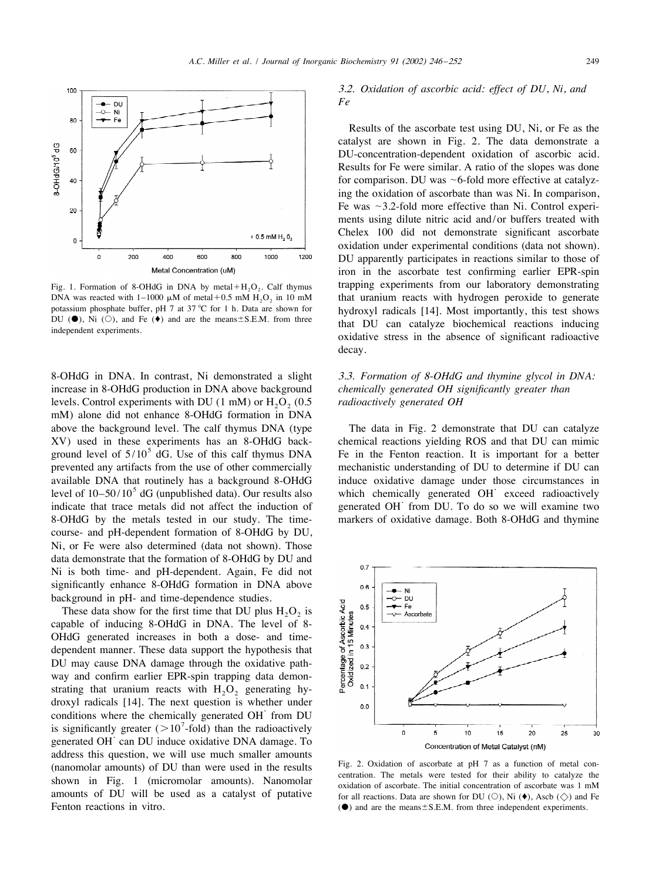Fig. 1. Formation of 8-OHdG in DNA by metal + $H_2O_2$. Calf thymus DNA was reacted with 1–1000 μM of metal + 0.5 mM $H_2O_2$ in 10 mM potassium phosphate buffer, pH 7 at 37 °C for 1 h. Data are shown for DU (●), Ni (○), and Fe (♦) and are the means ± S.E.M. from three independent experiments.

8-OHdG in DNA. In contrast, Ni demonstrated a slight increase in 8-OHdG production in DNA above background levels. Control experiments with DU (1 mM) or $H_2O_2$ (0.5 mM) alone did not enhance 8-OHdG formation in DNA above the background level. The calf thymus DNA (type XV) used in these experiments has an 8-OHdG background level of $5/10^5$ dG. Use of this calf thymus DNA prevented any artifacts from the use of other commercially available DNA that routinely has a background 8-OHdG level of $10–50/10^5$ dG (unpublished data). Our results also indicate that trace metals did not affect the induction of 8-OHdG by the metals tested in our study. The time-course- and pH-dependent formation of 8-OHdG by DU, Ni, or Fe were also determined (data not shown). Those data demonstrate that the formation of 8-OHdG by DU and Ni is both time- and pH-dependent. Again, Fe did not significantly enhance 8-OHdG formation in DNA above background in pH- and time-dependence studies.

These data show for the first time that DU plus $H_2O_2$ is capable of inducing 8-OHdG in DNA. The level of 8-OHdG generated increases in both a dose- and time-dependent manner. These data support the hypothesis that DU may cause DNA damage through the oxidative pathway and confirm earlier EPR-spin trapping data demonstrating that uranium reacts with $H_2O_2$ generating hydroxyl radicals [14]. The next question is whether under conditions where the chemically generated $OH^{\cdot}$ from DU is significantly greater ($>10^7$-fold) than the radioactively generated $OH^{\cdot}$ can DU induce oxidative DNA damage. To address this question, we will use much smaller amounts (nanomolar amounts) of DU than were used in the results shown in Fig. 1 (micromolar amounts). Nanomolar amounts of DU will be used as a catalyst of putative Fenton reactions in vitro.

### 3.2. Oxidation of ascorbic acid: effect of DU, Ni, and Fe

Results of the ascorbate test using DU, Ni, or Fe as the catalyst are shown in Fig. 2. The data demonstrate a DU-concentration-dependent oxidation of ascorbic acid. Results for Fe were similar. A ratio of the slopes was done for comparison. DU was ~6-fold more effective at catalyzing the oxidation of ascorbate than was Ni. In comparison, Fe was ~3.2-fold more effective than Ni. Control experiments using dilute nitric acid and/or buffers treated with Chelex 100 did not demonstrate significant ascorbate oxidation under experimental conditions (data not shown). DU apparently participates in reactions similar to those of iron in the ascorbate test confirming earlier EPR-spin trapping experiments from our laboratory demonstrating that uranium reacts with hydrogen peroxide to generate hydroxyl radicals [14]. Most importantly, this test shows that DU can catalyze biochemical reactions inducing oxidative stress in the absence of significant radioactive decay.

### 3.3. Formation of 8-OHdG and thymine glycol in DNA: chemically generated OH significantly greater than radioactively generated OH

The data in Fig. 2 demonstrate that DU can catalyze chemical reactions yielding ROS and that DU can mimic Fe in the Fenton reaction. It is important for a better mechanistic understanding of DU to determine if DU can induce oxidative damage under those circumstances in which chemically generated $OH^{\cdot}$ exceed radioactively generated $OH^{\cdot}$ from DU. To do so we will examine two markers of oxidative damage. Both 8-OHdG and thymine

Fig. 2. Oxidation of ascorbate at pH 7 as a function of metal concentration. The metals were tested for their ability to catalyze the oxidation of ascorbate. The initial concentration of ascorbate was 1 mM for all reactions. Data are shown for DU (○), Ni (♦), Ascb (◇) and Fe (●) and are the means ± S.E.M. from three independent experiments.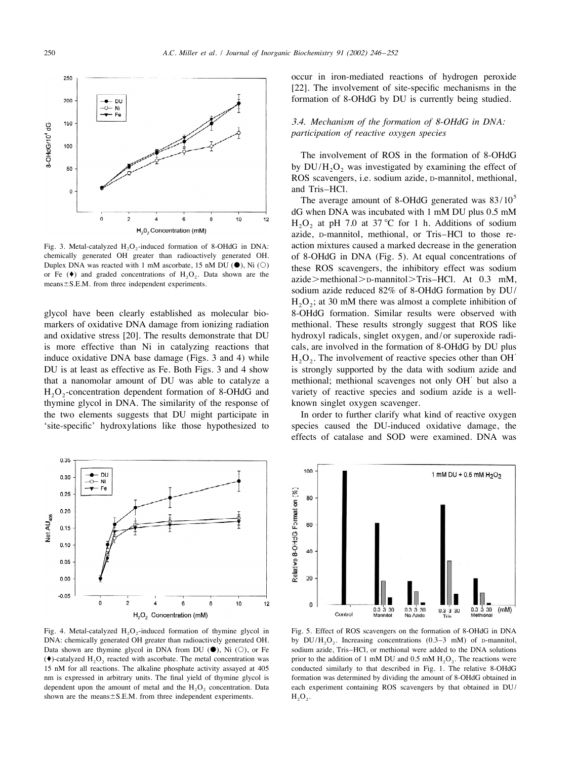Fig. 3. Metal-catalyzed $H_2O_2$-induced formation of 8-OHdG in DNA: chemically generated OH greater than radioactively generated OH. Duplex DNA was reacted with 1 mM ascorbate, 15 nM DU (●), Ni (○) or Fe (♦) and graded concentrations of $H_2O_2$. Data shown are the means±S.E.M. from three independent experiments.

glycol have been clearly established as molecular biomarkers of oxidative DNA damage from ionizing radiation and oxidative stress [20]. The results demonstrate that DU is more effective than Ni in catalyzing reactions that induce oxidative DNA base damage (Figs. 3 and 4) while DU is at least as effective as Fe. Both Figs. 3 and 4 show that a nanomolar amount of DU was able to catalyze a $H_2O_2$-concentration dependent formation of 8-OHdG and thymine glycol in DNA. The similarity of the response of the two elements suggests that DU might participate in 'site-specific' hydroxylations like those hypothesized to occur in iron-mediated reactions of hydrogen peroxide [22]. The involvement of site-specific mechanisms in the formation of 8-OHdG by DU is currently being studied.

### 3.4. Mechanism of the formation of 8-OHdG in DNA: participation of reactive oxygen species

The involvement of ROS in the formation of 8-OHdG by $DU/H_2O_2$ was investigated by examining the effect of ROS scavengers, i.e. sodium azide, D-mannitol, methional, and Tris–HCl.

The average amount of 8-OHdG generated was $83/10^5$ dG when DNA was incubated with 1 mM DU plus 0.5 mM $H_2O_2$ at pH 7.0 at 37 °C for 1 h. Additions of sodium azide, D-mannitol, methional, or Tris–HCl to those reaction mixtures caused a marked decrease in the generation of 8-OHdG in DNA (Fig. 5). At equal concentrations of these ROS scavengers, the inhibitory effect was sodium azide>methional>D-mannitol>Tris–HCl. At 0.3 mM, sodium azide reduced 82% of 8-OHdG formation by $DU/H_2O_2$; at 30 mM there was almost a complete inhibition of 8-OHdG formation. Similar results were observed with methional. These results strongly suggest that ROS like hydroxyl radicals, singlet oxygen, and/or superoxide radicals, are involved in the formation of 8-OHdG by DU plus $H_2O_2$. The involvement of reactive species other than $OH^{\cdot}$ is strongly supported by the data with sodium azide and methional; methional scavenges not only $OH^{\cdot}$ but also a variety of reactive species and sodium azide is a well-known singlet oxygen scavenger.

In order to further clarify what kind of reactive oxygen species caused the DU-induced oxidative damage, the effects of catalase and SOD were examined. DNA was

Fig. 4. Metal-catalyzed $H_2O_2$-induced formation of thymine glycol in DNA: chemically generated OH greater than radioactively generated OH. Data shown are thymine glycol in DNA from DU (●), Ni (○), or Fe (♦)-catalyzed $H_2O_2$ reacted with ascorbate. The metal concentration was 15 nM for all reactions. The alkaline phosphatase activity assayed at 405 nm is expressed in arbitrary units. The final yield of thymine glycol is dependent upon the amount of metal and the $H_2O_2$ concentration. Data shown are the means±S.E.M. from three independent experiments.

Fig. 5. Effect of ROS scavengers on the formation of 8-OHdG in DNA by $DU/H_2O_2$. Increasing concentrations (0.3–3 mM) of D-mannitol, sodium azide, Tris–HCl, or methional were added to the DNA solutions prior to the addition of 1 mM DU and 0.5 mM $H_2O_2$. The reactions were conducted similarly to that described in Fig. 1. The relative 8-OHdG formation was determined by dividing the amount of 8-OHdG obtained in each experiment containing ROS scavengers by that obtained in $DU/H_2O_2$.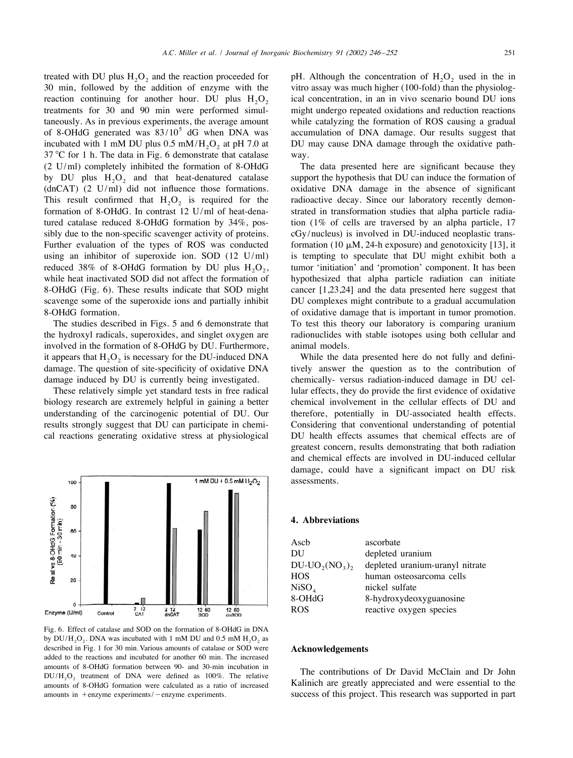treated with DU plus $H_2O_2$ and the reaction proceeded for 30 min, followed by the addition of enzyme with the reaction continuing for another hour. DU plus $H_2O_2$ treatments for 30 and 90 min were performed simultaneously. As in previous experiments, the average amount of 8-OHdG generated was $83/10^5$ dG when DNA was incubated with 1 mM DU plus 0.5 mM/$H_2O_2$ at pH 7.0 at 37 °C for 1 h. The data in Fig. 6 demonstrate that catalase (2 U/ml) completely inhibited the formation of 8-OHdG by DU plus $H_2O_2$ and that heat-denatured catalase (dnCAT) (2 U/ml) did not influence those formations. This result confirmed that $H_2O_2$ is required for the formation of 8-OHdG. In contrast 12 U/ml of heat-denatured catalase reduced 8-OHdG formation by 34%, possibly due to the non-specific scavenger activity of proteins. Further evaluation of the types of ROS was conducted using an inhibitor of superoxide ion. SOD (12 U/ml) reduced 38% of 8-OHdG formation by DU plus $H_2O_2$, while heat inactivated SOD did not affect the formation of 8-OHdG (Fig. 6). These results indicate that SOD might scavenge some of the superoxide ions and partially inhibit 8-OHdG formation.

The studies described in Figs. 5 and 6 demonstrate that the hydroxyl radicals, superoxides, and singlet oxygen are involved in the formation of 8-OHdG by DU. Furthermore, it appears that $H_2O_2$ is necessary for the DU-induced DNA damage. The question of site-specificity of oxidative DNA damage induced by DU is currently being investigated.

These relatively simple yet standard tests in free radical biology research are extremely helpful in gaining a better understanding of the carcinogenic potential of DU. Our results strongly suggest that DU can participate in chemical reactions generating oxidative stress at physiological pH. Although the concentration of $H_2O_2$ used in the in vitro assay was much higher (100-fold) than the physiological concentration, in an in vivo scenario bound DU ions might undergo repeated oxidations and reduction reactions while catalyzing the formation of ROS causing a gradual accumulation of DNA damage. Our results suggest that DU may cause DNA damage through the oxidative pathway.

The data presented here are significant because they support the hypothesis that DU can induce the formation of oxidative DNA damage in the absence of significant radioactive decay. Since our laboratory recently demonstrated in transformation studies that alpha particle radiation (1% of cells are traversed by an alpha particle, 17 cGy/nucleus) is involved in DU-induced neoplastic transformation (10 μM, 24-h exposure) and genotoxicity [13], it is tempting to speculate that DU might exhibit both a tumor 'initiation' and 'promotion' component. It has been hypothesized that alpha particle radiation can initiate cancer [1,23,24] and the data presented here suggest that DU complexes might contribute to a gradual accumulation of oxidative damage that is important in tumor promotion. To test this theory our laboratory is comparing uranium radionuclides with stable isotopes using both cellular and animal models.

While the data presented here do not fully and definitively answer the question as to the contribution of chemically- versus radiation-induced damage in DU cellular effects, they do provide the first evidence of oxidative chemical involvement in the cellular effects of DU and therefore, potentially in DU-associated health effects. Considering that conventional understanding of potential DU health effects assumes that chemical effects are of greatest concern, results demonstrating that both radiation and chemical effects are involved in DU-induced cellular damage, could have a significant impact on DU risk assessments.

Fig. 6. Effect of catalase and SOD on the formation of 8-OHdG in DNA by DU/$H_2O_2$. DNA was incubated with 1 mM DU and 0.5 mM $H_2O_2$ as described in Fig. 1 for 30 min. Various amounts of catalase or SOD were added to the reactions and incubated for another 60 min. The increased amounts of 8-OHdG formation between 90- and 30-min incubation in DU/$H_2O_2$ treatment of DNA were defined as 100%. The relative amounts of 8-OHdG formation were calculated as a ratio of increased amounts in +enzyme experiments/−enzyme experiments.

## 4. Abbreviations

| | |
|---|---|
| Ascb | ascorbate |
| DU | depleted uranium |
| DU-$UO_2(NO_3)_2$ | depleted uranium-uranyl nitrate |
| HOS | human osteosarcoma cells |
| $NiSO_4$ | nickel sulfate |
| 8-OHdG | 8-hydroxydeoxyguanosine |
| ROS | reactive oxygen species |

## Acknowledgements

The contributions of Dr David McClain and Dr John Kalinich are greatly appreciated and were essential to the success of this project. This research was supported in part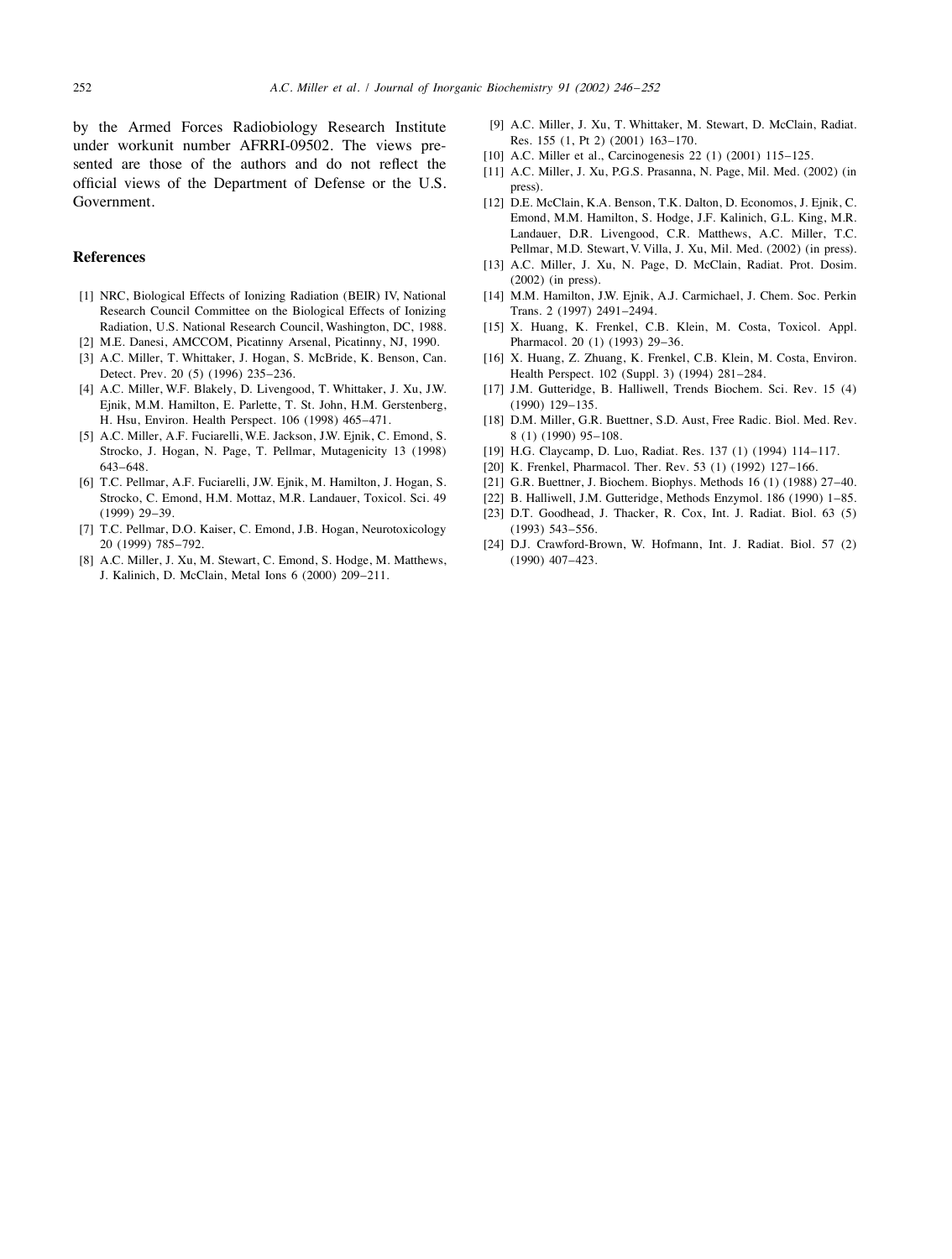by the Armed Forces Radiobiology Research Institute under workunit number AFRRI-09502. The views presented are those of the authors and do not reflect the official views of the Department of Defense or the U.S. Government.

## References

[1] NRC, Biological Effects of Ionizing Radiation (BEIR) IV, National Research Council Committee on the Biological Effects of Ionizing Radiation, U.S. National Research Council, Washington, DC, 1988.

[2] M.E. Danesi, AMCCOM, Picatinny Arsenal, Picatinny, NJ, 1990.

[3] A.C. Miller, T. Whittaker, J. Hogan, S. McBride, K. Benson, Can. Detect. Prev. 20 (5) (1996) 235–236.

[4] A.C. Miller, W.F. Blakely, D. Livengood, T. Whittaker, J. Xu, J.W. Ejnik, M.M. Hamilton, E. Parlette, T. St. John, H.M. Gerstenberg, H. Hsu, Environ. Health Perspect. 106 (1998) 465–471.

[5] A.C. Miller, A.F. Fuciarelli, W.E. Jackson, J.W. Ejnik, C. Emond, S. Strocko, J. Hogan, N. Page, T. Pellmar, Mutagenicity 13 (1998) 643–648.

[6] T.C. Pellmar, A.F. Fuciarelli, J.W. Ejnik, M. Hamilton, J. Hogan, S. Strocko, C. Emond, H.M. Mottaz, M.R. Landauer, Toxicol. Sci. 49 (1999) 29–39.

[7] T.C. Pellmar, D.O. Kaiser, C. Emond, J.B. Hogan, Neurotoxicology 20 (1999) 785–792.

[8] A.C. Miller, J. Xu, M. Stewart, C. Emond, S. Hodge, M. Matthews, J. Kalinich, D. McClain, Metal Ions 6 (2000) 209–211.

[9] A.C. Miller, J. Xu, T. Whittaker, M. Stewart, D. McClain, Radiat. Res. 155 (1, Pt 2) (2001) 163–170.

[10] A.C. Miller et al., Carcinogenesis 22 (1) (2001) 115–125.

[11] A.C. Miller, J. Xu, P.G.S. Prasanna, N. Page, Mil. Med. (2002) (in press).

[12] D.E. McClain, K.A. Benson, T.K. Dalton, D. Economos, J. Ejnik, C. Emond, M.M. Hamilton, S. Hodge, J.F. Kalinich, G.L. King, M.R. Landauer, D.R. Livengood, C.R. Matthews, A.C. Miller, T.C. Pellmar, M.D. Stewart, V. Villa, J. Xu, Mil. Med. (2002) (in press).

[13] A.C. Miller, J. Xu, N. Page, D. McClain, Radiat. Prot. Dosim. (2002) (in press).

[14] M.M. Hamilton, J.W. Ejnik, A.J. Carmichael, J. Chem. Soc. Perkin Trans. 2 (1997) 2491–2494.

[15] X. Huang, K. Frenkel, C.B. Klein, M. Costa, Toxicol. Appl. Pharmacol. 20 (1) (1993) 29–36.

[16] X. Huang, Z. Zhuang, K. Frenkel, C.B. Klein, M. Costa, Environ. Health Perspect. 102 (Suppl. 3) (1994) 281–284.

[17] J.M. Gutteridge, B. Halliwell, Trends Biochem. Sci. Rev. 15 (4) (1990) 129–135.

[18] D.M. Miller, G.R. Buettner, S.D. Aust, Free Radic. Biol. Med. Rev. 8 (1) (1990) 95–108.

[19] H.G. Claycamp, D. Luo, Radiat. Res. 137 (1) (1994) 114–117.

[20] K. Frenkel, Pharmacol. Ther. Rev. 53 (1) (1992) 127–166.

[21] G.R. Buettner, J. Biochem. Biophys. Methods 16 (1) (1988) 27–40.

[22] B. Halliwell, J.M. Gutteridge, Methods Enzymol. 186 (1990) 1–85.

[23] D.T. Goodhead, J. Thacker, R. Cox, Int. J. Radiat. Biol. 63 (5) (1993) 543–556.

[24] D.J. Crawford-Brown, W. Hofmann, Int. J. Radiat. Biol. 57 (2) (1990) 407–423.